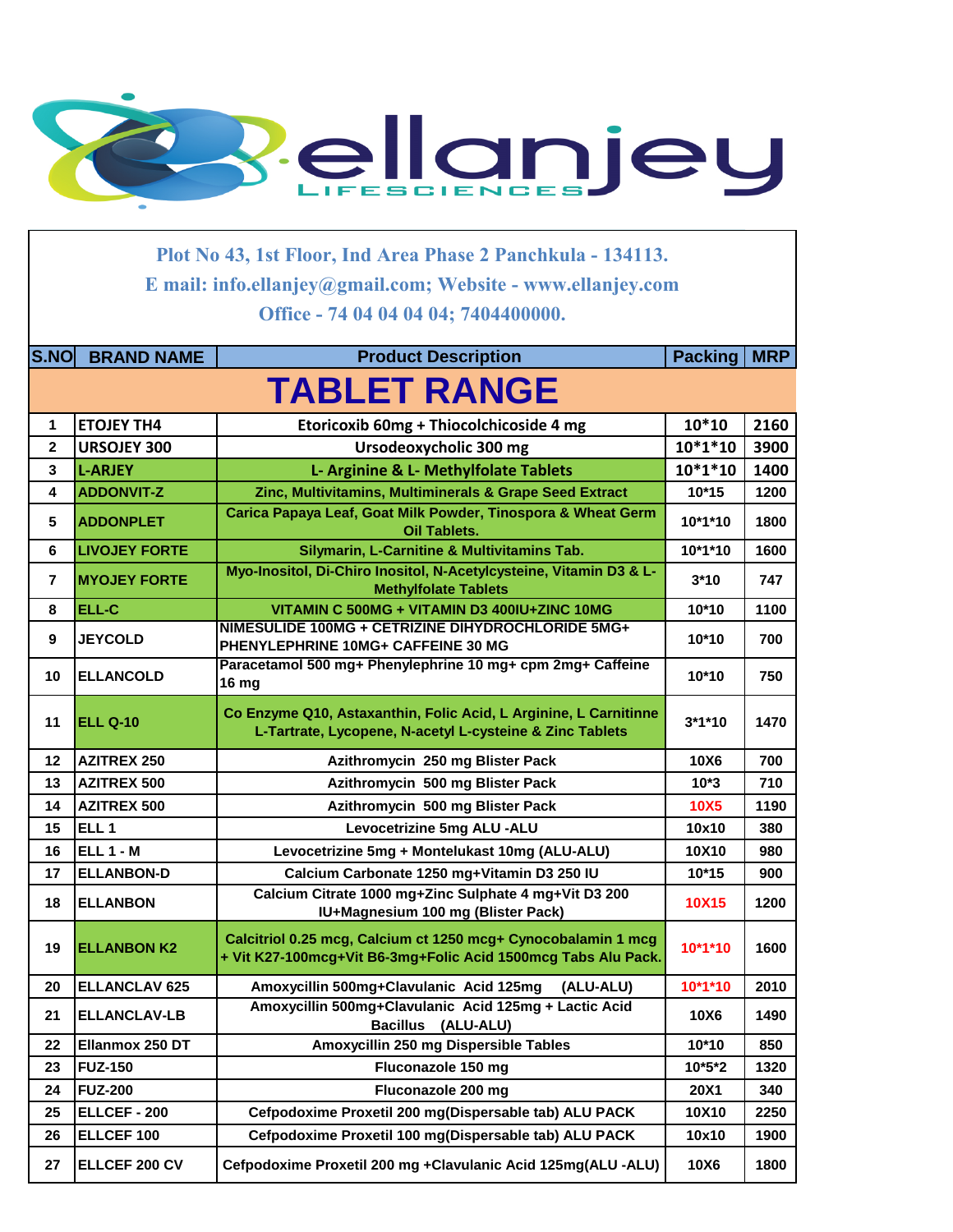# ellanjey LIFESCIENCES

Plot No 43, 1st Floor, Ind Area Phase 2 Panchkula - 134113.
E mail: info.ellanjey@gmail.com; Website - www.ellanjey.com
Office - 74 04 04 04 04; 7404400000.

| S.NO | BRAND NAME | Product Description | Packing | MRP |
|---|---|---|---|---|
| | | **TABLET RANGE** | | |
| 1 | ETOJEY TH4 | Etoricoxib 60mg + Thiocolchicoside 4 mg | 10*10 | 2160 |
| 2 | URSOJEY 300 | Ursodeoxycholic 300 mg | 10*1*10 | 3900 |
| 3 | L-ARJEY | L- Arginine & L- Methylfolate Tablets | 10*1*10 | 1400 |
| 4 | ADDONVIT-Z | Zinc, Multivitamins, Multiminerals & Grape Seed Extract | 10*15 | 1200 |
| 5 | ADDONPLET | Carica Papaya Leaf, Goat Milk Powder, Tinospora & Wheat Germ Oil Tablets. | 10*1*10 | 1800 |
| 6 | LIVOJEY FORTE | Silymarin, L-Carnitine & Multivitamins Tab. | 10*1*10 | 1600 |
| 7 | MYOJEY FORTE | Myo-Inositol, Di-Chiro Inositol, N-Acetylcysteine, Vitamin D3 & L-Methylfolate Tablets | 3*10 | 747 |
| 8 | ELL-C | VITAMIN C 500MG + VITAMIN D3 400IU+ZINC 10MG | 10*10 | 1100 |
| 9 | JEYCOLD | NIMESULIDE 100MG + CETRIZINE DIHYDROCHLORIDE 5MG+ PHENYLEPHRINE 10MG+ CAFFEINE 30 MG | 10*10 | 700 |
| 10 | ELLANCOLD | Paracetamol 500 mg+ Phenylephrine 10 mg+ cpm 2mg+ Caffeine 16 mg | 10*10 | 750 |
| 11 | ELL Q-10 | Co Enzyme Q10, Astaxanthin, Folic Acid, L Arginine, L Carnitinne L-Tartrate, Lycopene, N-acetyl L-cysteine & Zinc Tablets | 3*1*10 | 1470 |
| 12 | AZITREX 250 | Azithromycin 250 mg Blister Pack | 10X6 | 700 |
| 13 | AZITREX 500 | Azithromycin 500 mg Blister Pack | 10*3 | 710 |
| 14 | AZITREX 500 | Azithromycin 500 mg Blister Pack | 10X5 | 1190 |
| 15 | ELL 1 | Levocetrizine 5mg ALU -ALU | 10x10 | 380 |
| 16 | ELL 1 - M | Levocetrizine 5mg + Montelukast 10mg (ALU-ALU) | 10X10 | 980 |
| 17 | ELLANBON-D | Calcium Carbonate 1250 mg+Vitamin D3 250 IU | 10*15 | 900 |
| 18 | ELLANBON | Calcium Citrate 1000 mg+Zinc Sulphate 4 mg+Vit D3 200 IU+Magnesium 100 mg (Blister Pack) | 10X15 | 1200 |
| 19 | ELLANBON K2 | Calcitriol 0.25 mcg, Calcium ct 1250 mcg+ Cynocobalamin 1 mcg + Vit K27-100mcg+Vit B6-3mg+Folic Acid 1500mcg Tabs Alu Pack. | 10*1*10 | 1600 |
| 20 | ELLANCLAV 625 | Amoxycillin 500mg+Clavulanic Acid 125mg (ALU-ALU) | 10*1*10 | 2010 |
| 21 | ELLANCLAV-LB | Amoxycillin 500mg+Clavulanic Acid 125mg + Lactic Acid Bacillus (ALU-ALU) | 10X6 | 1490 |
| 22 | Ellanmox 250 DT | Amoxycillin 250 mg Dispersible Tables | 10*10 | 850 |
| 23 | FUZ-150 | Fluconazole 150 mg | 10*5*2 | 1320 |
| 24 | FUZ-200 | Fluconazole 200 mg | 20X1 | 340 |
| 25 | ELLCEF - 200 | Cefpodoxime Proxetil 200 mg(Dispersable tab) ALU PACK | 10X10 | 2250 |
| 26 | ELLCEF 100 | Cefpodoxime Proxetil 100 mg(Dispersable tab) ALU PACK | 10x10 | 1900 |
| 27 | ELLCEF 200 CV | Cefpodoxime Proxetil 200 mg +Clavulanic Acid 125mg(ALU -ALU) | 10X6 | 1800 |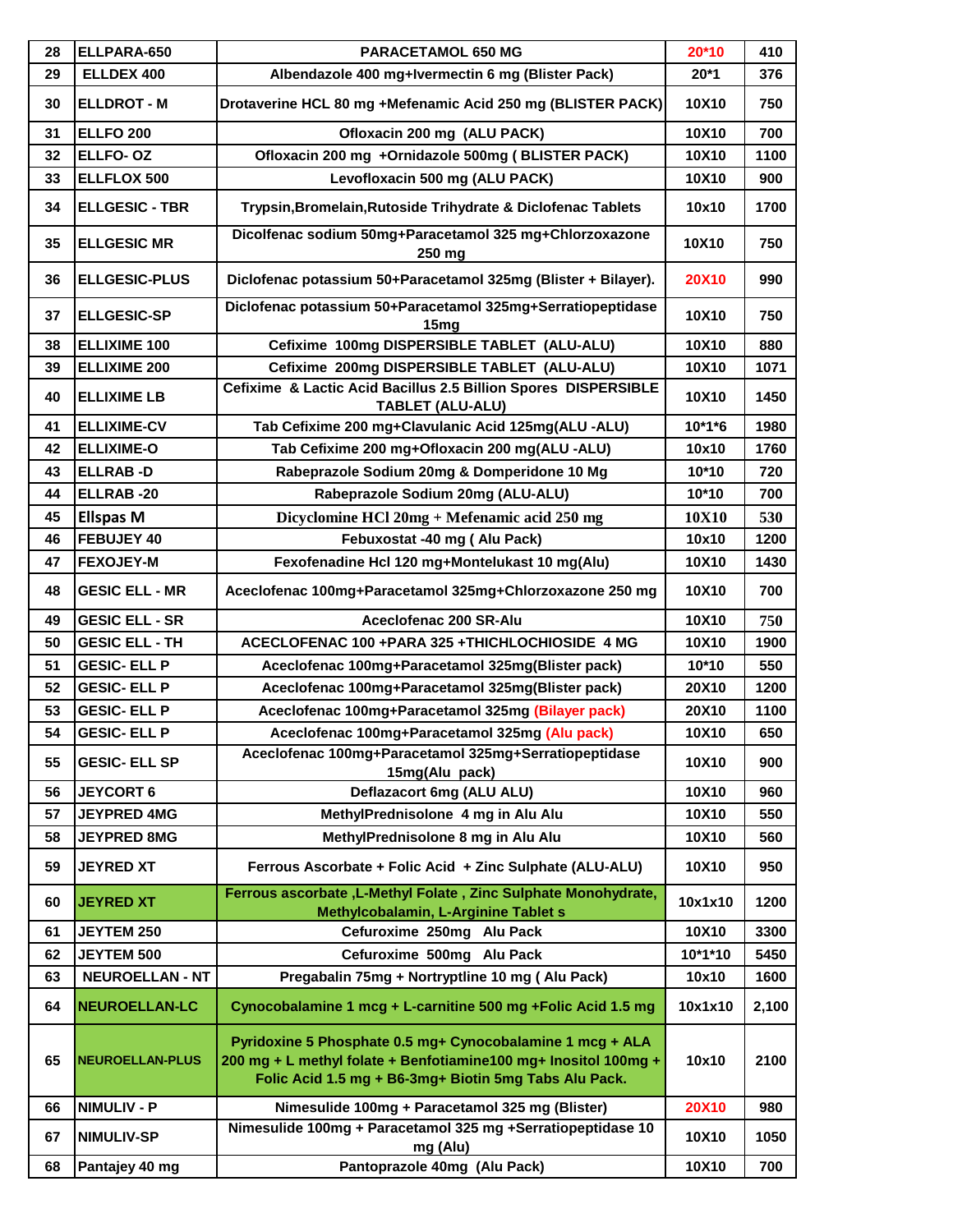| 28 | ELLPARA-650 | PARACETAMOL 650 MG | 20*10 | 410 |
|---|---|---|---|---|
| 29 | ELLDEX 400 | Albendazole 400 mg+Ivermectin 6 mg (Blister Pack) | 20*1 | 376 |
| 30 | ELLDROT - M | Drotaverine HCL 80 mg +Mefenamic Acid 250 mg (BLISTER PACK) | 10X10 | 750 |
| 31 | ELLFO 200 | Ofloxacin 200 mg (ALU PACK) | 10X10 | 700 |
| 32 | ELLFO- OZ | Ofloxacin 200 mg +Ornidazole 500mg ( BLISTER PACK) | 10X10 | 1100 |
| 33 | ELLFLOX 500 | Levofloxacin 500 mg (ALU PACK) | 10X10 | 900 |
| 34 | ELLGESIC - TBR | Trypsin,Bromelain,Rutoside Trihydrate & Diclofenac Tablets | 10x10 | 1700 |
| 35 | ELLGESIC MR | Dicolfenac sodium 50mg+Paracetamol 325 mg+Chlorzoxazone 250 mg | 10X10 | 750 |
| 36 | ELLGESIC-PLUS | Diclofenac potassium 50+Paracetamol 325mg (Blister + Bilayer). | 20X10 | 990 |
| 37 | ELLGESIC-SP | Diclofenac potassium 50+Paracetamol 325mg+Serratiopeptidase 15mg | 10X10 | 750 |
| 38 | ELLIXIME 100 | Cefixime 100mg DISPERSIBLE TABLET (ALU-ALU) | 10X10 | 880 |
| 39 | ELLIXIME 200 | Cefixime 200mg DISPERSIBLE TABLET (ALU-ALU) | 10X10 | 1071 |
| 40 | ELLIXIME LB | Cefixime & Lactic Acid Bacillus 2.5 Billion Spores DISPERSIBLE TABLET (ALU-ALU) | 10X10 | 1450 |
| 41 | ELLIXIME-CV | Tab Cefixime 200 mg+Clavulanic Acid 125mg(ALU -ALU) | 10*1*6 | 1980 |
| 42 | ELLIXIME-O | Tab Cefixime 200 mg+Ofloxacin 200 mg(ALU -ALU) | 10x10 | 1760 |
| 43 | ELLRAB -D | Rabeprazole Sodium 20mg & Domperidone 10 Mg | 10*10 | 720 |
| 44 | ELLRAB -20 | Rabeprazole Sodium 20mg (ALU-ALU) | 10*10 | 700 |
| 45 | Ellspas M | Dicyclomine HCl 20mg + Mefenamic acid 250 mg | 10X10 | 530 |
| 46 | FEBUJEY 40 | Febuxostat -40 mg ( Alu Pack) | 10x10 | 1200 |
| 47 | FEXOJEY-M | Fexofenadine Hcl 120 mg+Montelukast 10 mg(Alu) | 10X10 | 1430 |
| 48 | GESIC ELL - MR | Aceclofenac 100mg+Paracetamol 325mg+Chlorzoxazone 250 mg | 10X10 | 700 |
| 49 | GESIC ELL - SR | Aceclofenac 200 SR-Alu | 10X10 | 750 |
| 50 | GESIC ELL - TH | ACECLOFENAC 100 +PARA 325 +THICHLOCHIOSIDE 4 MG | 10X10 | 1900 |
| 51 | GESIC- ELL P | Aceclofenac 100mg+Paracetamol 325mg(Blister pack) | 10*10 | 550 |
| 52 | GESIC- ELL P | Aceclofenac 100mg+Paracetamol 325mg(Blister pack) | 20X10 | 1200 |
| 53 | GESIC- ELL P | Aceclofenac 100mg+Paracetamol 325mg (Bilayer pack) | 20X10 | 1100 |
| 54 | GESIC- ELL P | Aceclofenac 100mg+Paracetamol 325mg (Alu pack) | 10X10 | 650 |
| 55 | GESIC- ELL SP | Aceclofenac 100mg+Paracetamol 325mg+Serratiopeptidase 15mg(Alu pack) | 10X10 | 900 |
| 56 | JEYCORT 6 | Deflazacort 6mg (ALU ALU) | 10X10 | 960 |
| 57 | JEYPRED 4MG | MethylPrednisolone 4 mg in Alu Alu | 10X10 | 550 |
| 58 | JEYPRED 8MG | MethylPrednisolone 8 mg in Alu Alu | 10X10 | 560 |
| 59 | JEYRED XT | Ferrous Ascorbate + Folic Acid + Zinc Sulphate (ALU-ALU) | 10X10 | 950 |
| 60 | JEYRED XT | Ferrous ascorbate ,L-Methyl Folate , Zinc Sulphate Monohydrate, Methylcobalamin, L-Arginine Tablet s | 10x1x10 | 1200 |
| 61 | JEYTEM 250 | Cefuroxime 250mg Alu Pack | 10X10 | 3300 |
| 62 | JEYTEM 500 | Cefuroxime 500mg Alu Pack | 10*1*10 | 5450 |
| 63 | NEUROELLAN - NT | Pregabalin 75mg + Nortryptline 10 mg ( Alu Pack) | 10x10 | 1600 |
| 64 | NEUROELLAN-LC | Cynocobalamine 1 mcg + L-carnitine 500 mg +Folic Acid 1.5 mg | 10x1x10 | 2,100 |
| 65 | NEUROELLAN-PLUS | Pyridoxine 5 Phosphate 0.5 mg+ Cynocobalamine 1 mcg + ALA 200 mg + L methyl folate + Benfotiamine100 mg+ Inositol 100mg + Folic Acid 1.5 mg + B6-3mg+ Biotin 5mg Tabs Alu Pack. | 10x10 | 2100 |
| 66 | NIMULIV - P | Nimesulide 100mg + Paracetamol 325 mg (Blister) | 20X10 | 980 |
| 67 | NIMULIV-SP | Nimesulide 100mg + Paracetamol 325 mg +Serratiopeptidase 10 mg (Alu) | 10X10 | 1050 |
| 68 | Pantajey 40 mg | Pantoprazole 40mg (Alu Pack) | 10X10 | 700 |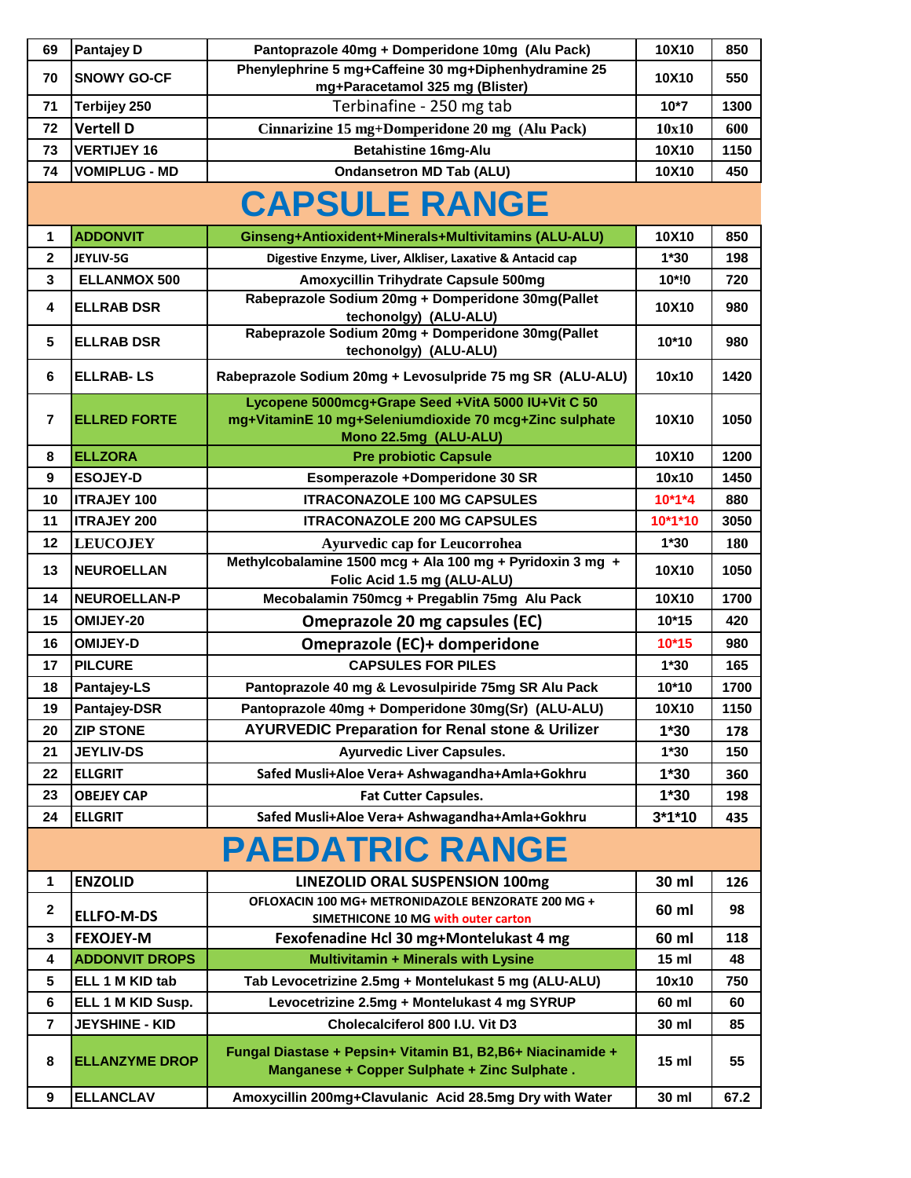| 69 | Pantajey D | Pantoprazole 40mg + Domperidone 10mg (Alu Pack) | 10X10 | 850 |
|---|---|---|---|---|
| 70 | SNOWY GO-CF | Phenylephrine 5 mg+Caffeine 30 mg+Diphenhydramine 25 mg+Paracetamol 325 mg (Blister) | 10X10 | 550 |
| 71 | Terbijey 250 | Terbinafine - 250 mg tab | 10*7 | 1300 |
| 72 | Vertell D | Cinnarizine 15 mg+Domperidone 20 mg (Alu Pack) | 10x10 | 600 |
| 73 | VERTIJEY 16 | Betahistine 16mg-Alu | 10X10 | 1150 |
| 74 | VOMIPLUG - MD | Ondansetron MD Tab (ALU) | 10X10 | 450 |

# CAPSULE RANGE

| 1 | ADDONVIT | Ginseng+Antioxident+Minerals+Multivitamins (ALU-ALU) | 10X10 | 850 |
|---|---|---|---|---|
| 2 | JEYLIV-5G | Digestive Enzyme, Liver, Alkliser, Laxative & Antacid cap | 1*30 | 198 |
| 3 | ELLANMOX 500 | Amoxycillin Trihydrate Capsule 500mg | 10*!0 | 720 |
| 4 | ELLRAB DSR | Rabeprazole Sodium 20mg + Domperidone 30mg(Pallet techonolgy) (ALU-ALU) | 10X10 | 980 |
| 5 | ELLRAB DSR | Rabeprazole Sodium 20mg + Domperidone 30mg(Pallet techonolgy) (ALU-ALU) | 10*10 | 980 |
| 6 | ELLRAB- LS | Rabeprazole Sodium 20mg + Levosulpride 75 mg SR (ALU-ALU) | 10x10 | 1420 |
| 7 | ELLRED FORTE | Lycopene 5000mcg+Grape Seed +VitA 5000 IU+Vit C 50 mg+VitaminE 10 mg+Seleniumdioxide 70 mcg+Zinc sulphate Mono 22.5mg (ALU-ALU) | 10X10 | 1050 |
| 8 | ELLZORA | Pre probiotic Capsule | 10X10 | 1200 |
| 9 | ESOJEY-D | Esomperazole +Domperidone 30 SR | 10x10 | 1450 |
| 10 | ITRAJEY 100 | ITRACONAZOLE 100 MG CAPSULES | 10*1*4 | 880 |
| 11 | ITRAJEY 200 | ITRACONAZOLE 200 MG CAPSULES | 10*1*10 | 3050 |
| 12 | LEUCOJEY | Ayurvedic cap for Leucorrohea | 1*30 | 180 |
| 13 | NEUROELLAN | Methylcobalamine 1500 mcg + Ala 100 mg + Pyridoxin 3 mg + Folic Acid 1.5 mg (ALU-ALU) | 10X10 | 1050 |
| 14 | NEUROELLAN-P | Mecobalamin 750mcg + Pregablin 75mg Alu Pack | 10X10 | 1700 |
| 15 | OMIJEY-20 | Omeprazole 20 mg capsules (EC) | 10*15 | 420 |
| 16 | OMIJEY-D | Omeprazole (EC)+ domperidone | 10*15 | 980 |
| 17 | PILCURE | CAPSULES FOR PILES | 1*30 | 165 |
| 18 | Pantajey-LS | Pantoprazole 40 mg & Levosulpiride 75mg SR Alu Pack | 10*10 | 1700 |
| 19 | Pantajey-DSR | Pantoprazole 40mg + Domperidone 30mg(Sr) (ALU-ALU) | 10X10 | 1150 |
| 20 | ZIP STONE | AYURVEDIC Preparation for Renal stone & Urilizer | 1*30 | 178 |
| 21 | JEYLIV-DS | Ayurvedic Liver Capsules. | 1*30 | 150 |
| 22 | ELLGRIT | Safed Musli+Aloe Vera+ Ashwagandha+Amla+Gokhru | 1*30 | 360 |
| 23 | OBEJEY CAP | Fat Cutter Capsules. | 1*30 | 198 |
| 24 | ELLGRIT | Safed Musli+Aloe Vera+ Ashwagandha+Amla+Gokhru | 3*1*10 | 435 |

# PAEDATRIC RANGE

| 1 | ENZOLID | LINEZOLID ORAL SUSPENSION 100mg | 30 ml | 126 |
|---|---|---|---|---|
| 2 | ELLFO-M-DS | OFLOXACIN 100 MG+ METRONIDAZOLE BENZORATE 200 MG + SIMETHICONE 10 MG with outer carton | 60 ml | 98 |
| 3 | FEXOJEY-M | Fexofenadine Hcl 30 mg+Montelukast 4 mg | 60 ml | 118 |
| 4 | ADDONVIT DROPS | Multivitamin + Minerals with Lysine | 15 ml | 48 |
| 5 | ELL 1 M KID tab | Tab Levocetrizine 2.5mg + Montelukast 5 mg (ALU-ALU) | 10x10 | 750 |
| 6 | ELL 1 M KID Susp. | Levocetrizine 2.5mg + Montelukast 4 mg SYRUP | 60 ml | 60 |
| 7 | JEYSHINE - KID | Cholecalciferol 800 I.U. Vit D3 | 30 ml | 85 |
| 8 | ELLANZYME DROP | Fungal Diastase + Pepsin+ Vitamin B1, B2,B6+ Niacinamide + Manganese + Copper Sulphate + Zinc Sulphate . | 15 ml | 55 |
| 9 | ELLANCLAV | Amoxycillin 200mg+Clavulanic Acid 28.5mg Dry with Water | 30 ml | 67.2 |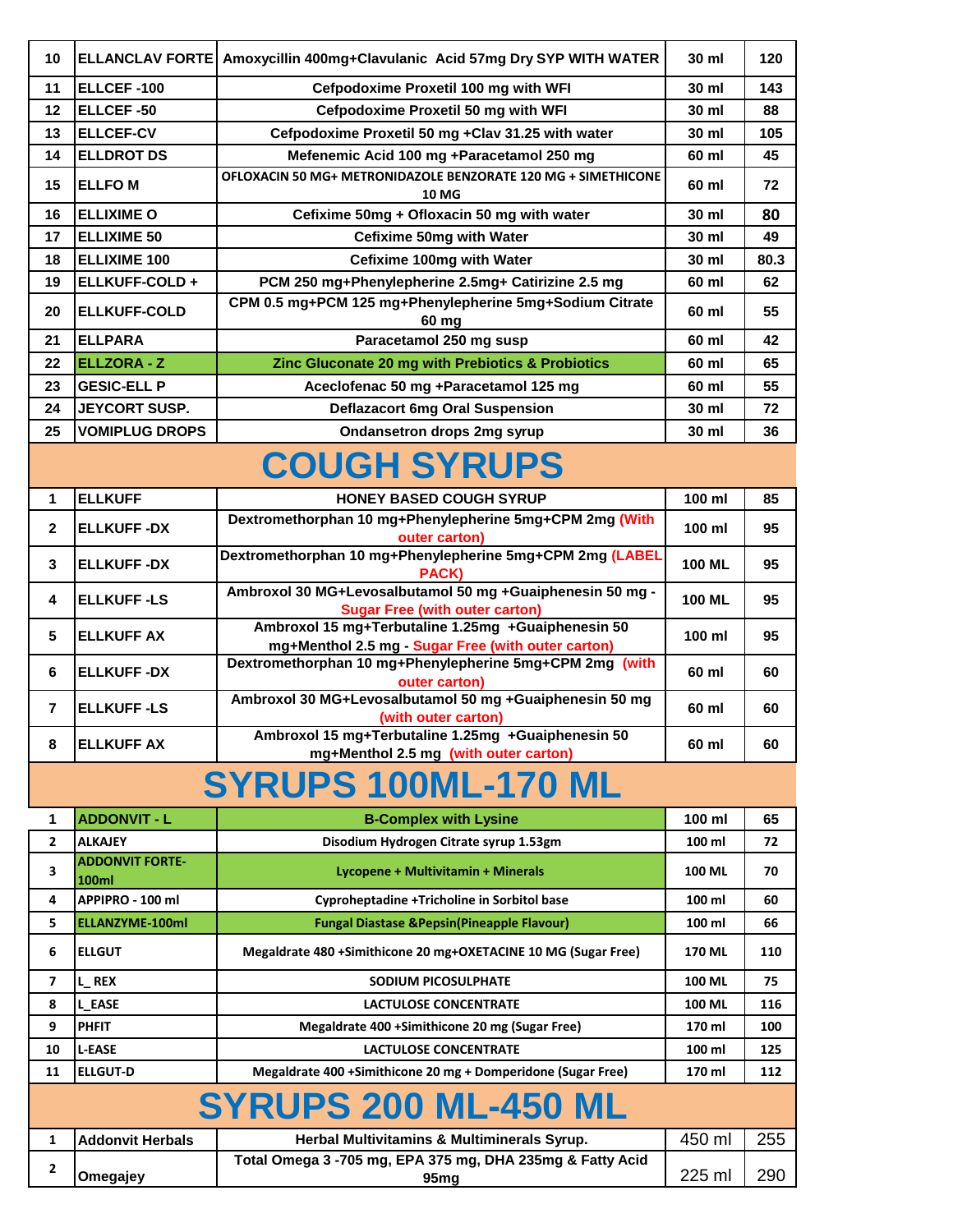| 10 | ELLANCLAV FORTE | Amoxycillin 400mg+Clavulanic Acid 57mg Dry SYP WITH WATER | 30 ml | 120 |
|---|---|---|---|---|
| 11 | ELLCEF -100 | Cefpodoxime Proxetil 100 mg with WFI | 30 ml | 143 |
| 12 | ELLCEF -50 | Cefpodoxime Proxetil 50 mg with WFI | 30 ml | 88 |
| 13 | ELLCEF-CV | Cefpodoxime Proxetil 50 mg +Clav 31.25 with water | 30 ml | 105 |
| 14 | ELLDROT DS | Mefenemic Acid 100 mg +Paracetamol 250 mg | 60 ml | 45 |
| 15 | ELLFO M | OFLOXACIN 50 MG+ METRONIDAZOLE BENZORATE 120 MG + SIMETHICONE 10 MG | 60 ml | 72 |
| 16 | ELLIXIME O | Cefixime 50mg + Ofloxacin 50 mg with water | 30 ml | 80 |
| 17 | ELLIXIME 50 | Cefixime 50mg with Water | 30 ml | 49 |
| 18 | ELLIXIME 100 | Cefixime 100mg with Water | 30 ml | 80.3 |
| 19 | ELLKUFF-COLD + | PCM 250 mg+Phenylepherine 2.5mg+ Catirizine 2.5 mg | 60 ml | 62 |
| 20 | ELLKUFF-COLD | CPM 0.5 mg+PCM 125 mg+Phenylepherine 5mg+Sodium Citrate 60 mg | 60 ml | 55 |
| 21 | ELLPARA | Paracetamol 250 mg susp | 60 ml | 42 |
| 22 | ELLZORA - Z | Zinc Gluconate 20 mg with Prebiotics & Probiotics | 60 ml | 65 |
| 23 | GESIC-ELL P | Aceclofenac 50 mg +Paracetamol 125 mg | 60 ml | 55 |
| 24 | JEYCORT SUSP. | Deflazacort 6mg Oral Suspension | 30 ml | 72 |
| 25 | VOMIPLUG DROPS | Ondansetron drops 2mg syrup | 30 ml | 36 |

# COUGH SYRUPS

| 1 | ELLKUFF | HONEY BASED COUGH SYRUP | 100 ml | 85 |
|---|---|---|---|---|
| 2 | ELLKUFF -DX | Dextromethorphan 10 mg+Phenylepherine 5mg+CPM 2mg (With outer carton) | 100 ml | 95 |
| 3 | ELLKUFF -DX | Dextromethorphan 10 mg+Phenylepherine 5mg+CPM 2mg (LABEL PACK) | 100 ML | 95 |
| 4 | ELLKUFF -LS | Ambroxol 30 MG+Levosalbutamol 50 mg +Guaiphenesin 50 mg - Sugar Free (with outer carton) | 100 ML | 95 |
| 5 | ELLKUFF AX | Ambroxol 15 mg+Terbutaline 1.25mg +Guaiphenesin 50 mg+Menthol 2.5 mg - Sugar Free (with outer carton) | 100 ml | 95 |
| 6 | ELLKUFF -DX | Dextromethorphan 10 mg+Phenylepherine 5mg+CPM 2mg (with outer carton) | 60 ml | 60 |
| 7 | ELLKUFF -LS | Ambroxol 30 MG+Levosalbutamol 50 mg +Guaiphenesin 50 mg (with outer carton) | 60 ml | 60 |
| 8 | ELLKUFF AX | Ambroxol 15 mg+Terbutaline 1.25mg +Guaiphenesin 50 mg+Menthol 2.5 mg (with outer carton) | 60 ml | 60 |

# SYRUPS 100ML-170 ML

| 1 | ADDONVIT - L | B-Complex with Lysine | 100 ml | 65 |
|---|---|---|---|---|
| 2 | ALKAJEY | Disodium Hydrogen Citrate syrup 1.53gm | 100 ml | 72 |
| 3 | ADDONVIT FORTE-100ml | Lycopene + Multivitamin + Minerals | 100 ML | 70 |
| 4 | APPIPRO - 100 ml | Cyproheptadine +Tricholine in Sorbitol base | 100 ml | 60 |
| 5 | ELLANZYME-100ml | Fungal Diastase &Pepsin(Pineapple Flavour) | 100 ml | 66 |
| 6 | ELLGUT | Megaldrate 480 +Simithicone 20 mg+OXETACINE 10 MG (Sugar Free) | 170 ML | 110 |
| 7 | L_ REX | SODIUM PICOSULPHATE | 100 ML | 75 |
| 8 | L_EASE | LACTULOSE CONCENTRATE | 100 ML | 116 |
| 9 | PHFIT | Megaldrate 400 +Simithicone 20 mg (Sugar Free) | 170 ml | 100 |
| 10 | L-EASE | LACTULOSE CONCENTRATE | 100 ml | 125 |
| 11 | ELLGUT-D | Megaldrate 400 +Simithicone 20 mg + Domperidone (Sugar Free) | 170 ml | 112 |

# SYRUPS 200 ML-450 ML

| 1 | Addonvit Herbals | Herbal Multivitamins & Multiminerals Syrup. | 450 ml | 255 |
|---|---|---|---|---|
| 2 | Omegajey | Total Omega 3 -705 mg, EPA 375 mg, DHA 235mg & Fatty Acid 95mg | 225 ml | 290 |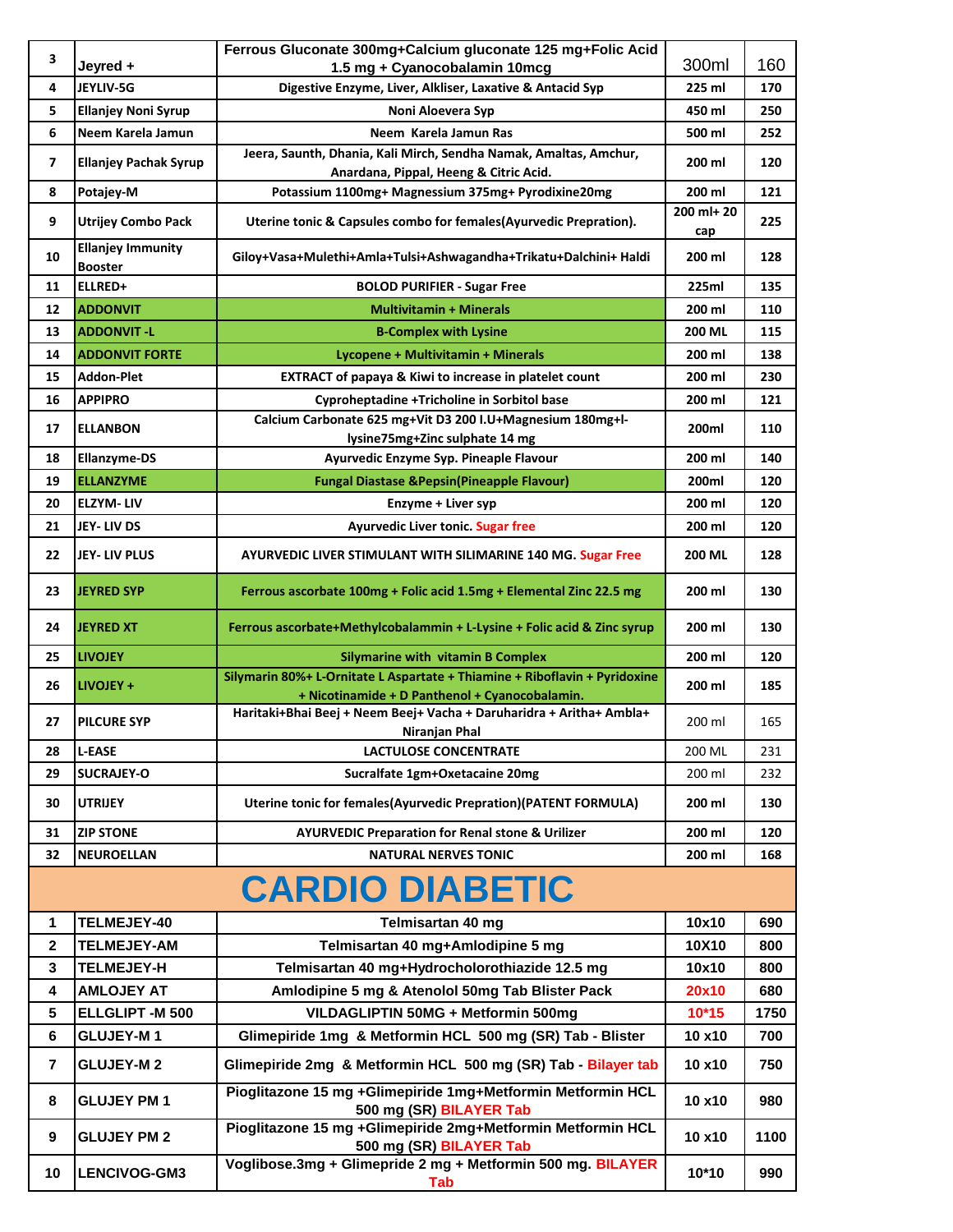| | | | | |
|---|---|---|---|---|
| 3 | Jeyred + | Ferrous Gluconate 300mg+Calcium gluconate 125 mg+Folic Acid 1.5 mg + Cyanocobalamin 10mcg | 300ml | 160 |
| 4 | JEYLIV-5G | Digestive Enzyme, Liver, Alkliser, Laxative & Antacid Syp | 225 ml | 170 |
| 5 | Ellanjey Noni Syrup | Noni Aloevera Syp | 450 ml | 250 |
| 6 | Neem Karela Jamun | Neem Karela Jamun Ras | 500 ml | 252 |
| 7 | Ellanjey Pachak Syrup | Jeera, Saunth, Dhania, Kali Mirch, Sendha Namak, Amaltas, Amchur, Anardana, Pippal, Heeng & Citric Acid. | 200 ml | 120 |
| 8 | Potajey-M | Potassium 1100mg+ Magnessium 375mg+ Pyrodixine20mg | 200 ml | 121 |
| 9 | Utrijey Combo Pack | Uterine tonic & Capsules combo for females(Ayurvedic Prepration). | 200 ml+ 20 cap | 225 |
| 10 | Ellanjey Immunity Booster | Giloy+Vasa+Mulethi+Amla+Tulsi+Ashwagandha+Trikatu+Dalchini+ Haldi | 200 ml | 128 |
| 11 | ELLRED+ | BOLOD PURIFIER - Sugar Free | 225ml | 135 |
| 12 | ADDONVIT | Multivitamin + Minerals | 200 ml | 110 |
| 13 | ADDONVIT -L | B-Complex with Lysine | 200 ML | 115 |
| 14 | ADDONVIT FORTE | Lycopene + Multivitamin + Minerals | 200 ml | 138 |
| 15 | Addon-Plet | EXTRACT of papaya & Kiwi to increase in platelet count | 200 ml | 230 |
| 16 | APPIPRO | Cyproheptadine +Tricholine in Sorbitol base | 200 ml | 121 |
| 17 | ELLANBON | Calcium Carbonate 625 mg+Vit D3 200 I.U+Magnesium 180mg+l-lysine75mg+Zinc sulphate 14 mg | 200ml | 110 |
| 18 | Ellanzyme-DS | Ayurvedic Enzyme Syp. Pineaple Flavour | 200 ml | 140 |
| 19 | ELLANZYME | Fungal Diastase &Pepsin(Pineapple Flavour) | 200ml | 120 |
| 20 | ELZYM- LIV | Enzyme + Liver syp | 200 ml | 120 |
| 21 | JEY- LIV DS | Ayurvedic Liver tonic. Sugar free | 200 ml | 120 |
| 22 | JEY- LIV PLUS | AYURVEDIC LIVER STIMULANT WITH SILIMARINE 140 MG. Sugar Free | 200 ML | 128 |
| 23 | JEYRED SYP | Ferrous ascorbate 100mg + Folic acid 1.5mg + Elemental Zinc 22.5 mg | 200 ml | 130 |
| 24 | JEYRED XT | Ferrous ascorbate+Methylcobalammin + L-Lysine + Folic acid & Zinc syrup | 200 ml | 130 |
| 25 | LIVOJEY | Silymarine with vitamin B Complex | 200 ml | 120 |
| 26 | LIVOJEY + | Silymarin 80%+ L-Ornitate L Aspartate + Thiamine + Riboflavin + Pyridoxine + Nicotinamide + D Panthenol + Cyanocobalamin. | 200 ml | 185 |
| 27 | PILCURE SYP | Haritaki+Bhai Beej + Neem Beej+ Vacha + Daruharidra + Aritha+ Ambla+ Niranjan Phal | 200 ml | 165 |
| 28 | L-EASE | LACTULOSE CONCENTRATE | 200 ML | 231 |
| 29 | SUCRAJEY-O | Sucralfate 1gm+Oxetacaine 20mg | 200 ml | 232 |
| 30 | UTRIJEY | Uterine tonic for females(Ayurvedic Prepration)(PATENT FORMULA) | 200 ml | 130 |
| 31 | ZIP STONE | AYURVEDIC Preparation for Renal stone & Urilizer | 200 ml | 120 |
| 32 | NEUROELLAN | NATURAL NERVES TONIC | 200 ml | 168 |

# CARDIO DIABETIC

| | | | | |
|---|---|---|---|---|
| 1 | TELMEJEY-40 | Telmisartan 40 mg | 10x10 | 690 |
| 2 | TELMEJEY-AM | Telmisartan 40 mg+Amlodipine 5 mg | 10X10 | 800 |
| 3 | TELMEJEY-H | Telmisartan 40 mg+Hydrocholorothiazide 12.5 mg | 10x10 | 800 |
| 4 | AMLOJEY AT | Amlodipine 5 mg & Atenolol 50mg Tab Blister Pack | 20x10 | 680 |
| 5 | ELLGLIPT -M 500 | VILDAGLIPTIN 50MG + Metformin 500mg | 10*15 | 1750 |
| 6 | GLUJEY-M 1 | Glimepiride 1mg & Metformin HCL 500 mg (SR) Tab - Blister | 10 x10 | 700 |
| 7 | GLUJEY-M 2 | Glimepiride 2mg & Metformin HCL 500 mg (SR) Tab - Bilayer tab | 10 x10 | 750 |
| 8 | GLUJEY PM 1 | Pioglitazone 15 mg +Glimepiride 1mg+Metformin Metformin HCL 500 mg (SR) BILAYER Tab | 10 x10 | 980 |
| 9 | GLUJEY PM 2 | Pioglitazone 15 mg +Glimepiride 2mg+Metformin Metformin HCL 500 mg (SR) BILAYER Tab | 10 x10 | 1100 |
| 10 | LENCIVOG-GM3 | Voglibose.3mg + Glimepride 2 mg + Metformin 500 mg. BILAYER Tab | 10*10 | 990 |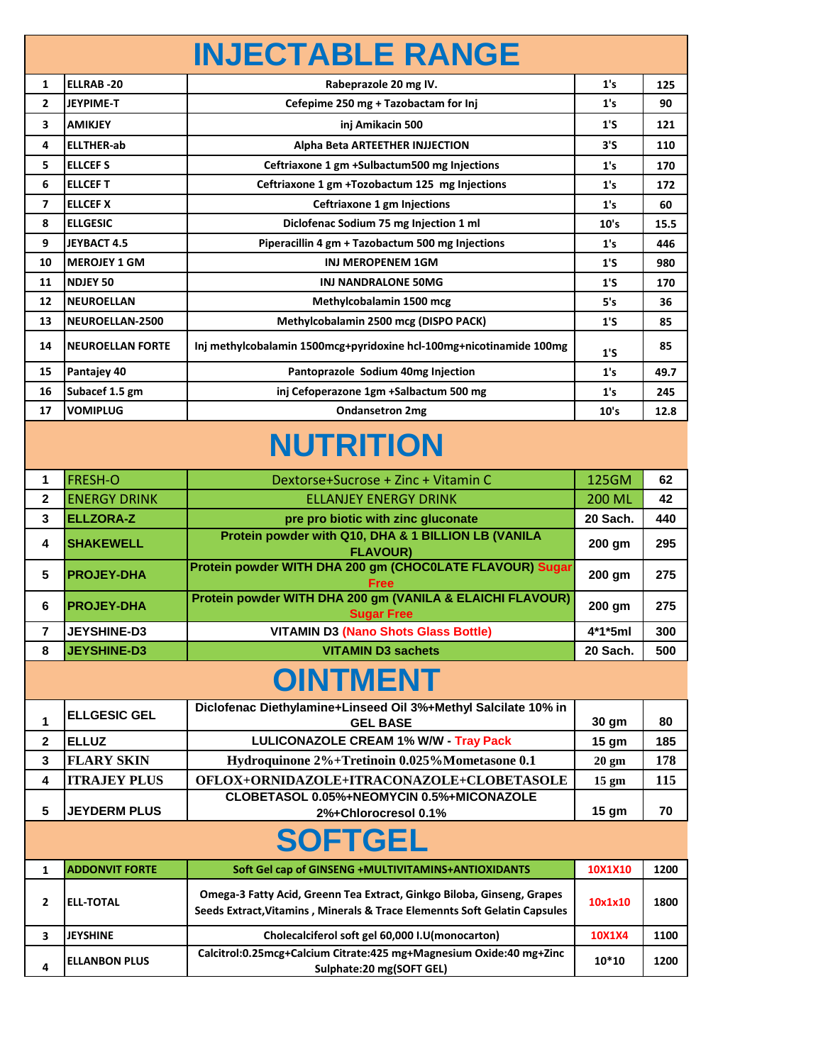# INJECTABLE RANGE

| | | | | |
|---|---|---|---|---|
| 1 | ELLRAB -20 | Rabeprazole 20 mg IV. | 1's | 125 |
| 2 | JEYPIME-T | Cefepime 250 mg + Tazobactam for Inj | 1's | 90 |
| 3 | AMIKJEY | inj Amikacin 500 | 1'S | 121 |
| 4 | ELLTHER-ab | Alpha Beta ARTEETHER INJJECTION | 3'S | 110 |
| 5 | ELLCEF S | Ceftriaxone 1 gm +Sulbactum500 mg Injections | 1's | 170 |
| 6 | ELLCEF T | Ceftriaxone 1 gm +Tozobactum 125 mg Injections | 1's | 172 |
| 7 | ELLCEF X | Ceftriaxone 1 gm Injections | 1's | 60 |
| 8 | ELLGESIC | Diclofenac Sodium 75 mg Injection 1 ml | 10's | 15.5 |
| 9 | JEYBACT 4.5 | Piperacillin 4 gm + Tazobactum 500 mg Injections | 1's | 446 |
| 10 | MEROJEY 1 GM | INJ MEROPENEM 1GM | 1'S | 980 |
| 11 | NDJEY 50 | INJ NANDRALONE 50MG | 1'S | 170 |
| 12 | NEUROELLAN | Methylcobalamin 1500 mcg | 5's | 36 |
| 13 | NEUROELLAN-2500 | Methylcobalamin 2500 mcg (DISPO PACK) | 1'S | 85 |
| 14 | NEUROELLAN FORTE | Inj methylcobalamin 1500mcg+pyridoxine hcl-100mg+nicotinamide 100mg | 1'S | 85 |
| 15 | Pantajey 40 | Pantoprazole Sodium 40mg Injection | 1's | 49.7 |
| 16 | Subacef 1.5 gm | inj Cefoperazone 1gm +Salbactum 500 mg | 1's | 245 |
| 17 | VOMIPLUG | Ondansetron 2mg | 10's | 12.8 |

# NUTRITION

| | | | | |
|---|---|---|---|---|
| 1 | FRESH-O | Dextorse+Sucrose + Zinc + Vitamin C | 125GM | 62 |
| 2 | ENERGY DRINK | ELLANJEY ENERGY DRINK | 200 ML | 42 |
| 3 | ELLZORA-Z | pre pro biotic with zinc gluconate | 20 Sach. | 440 |
| 4 | SHAKEWELL | Protein powder with Q10, DHA & 1 BILLION LB (VANILA FLAVOUR) | 200 gm | 295 |
| 5 | PROJEY-DHA | Protein powder WITH DHA 200 gm (CHOC0LATE FLAVOUR) Sugar Free | 200 gm | 275 |
| 6 | PROJEY-DHA | Protein powder WITH DHA 200 gm (VANILA & ELAICHI FLAVOUR) Sugar Free | 200 gm | 275 |
| 7 | JEYSHINE-D3 | VITAMIN D3 (Nano Shots Glass Bottle) | 4*1*5ml | 300 |
| 8 | JEYSHINE-D3 | VITAMIN D3 sachets | 20 Sach. | 500 |

# OINTMENT

| | | | | |
|---|---|---|---|---|
| 1 | ELLGESIC GEL | Diclofenac Diethylamine+Linseed Oil 3%+Methyl Salcilate 10% in GEL BASE | 30 gm | 80 |
| 2 | ELLUZ | LULICONAZOLE CREAM 1% W/W - Tray Pack | 15 gm | 185 |
| 3 | FLARY SKIN | Hydroquinone 2%+Tretinoin 0.025%Mometasone 0.1 | 20 gm | 178 |
| 4 | ITRAJEY PLUS | OFLOX+ORNIDAZOLE+ITRACONAZOLE+CLOBETASOLE | 15 gm | 115 |
| 5 | JEYDERM PLUS | CLOBETASOL 0.05%+NEOMYCIN 0.5%+MICONAZOLE 2%+Chlorocresol 0.1% | 15 gm | 70 |

# SOFTGEL

| | | | | |
|---|---|---|---|---|
| 1 | ADDONVIT FORTE | Soft Gel cap of GINSENG +MULTIVITAMINS+ANTIOXIDANTS | 10X1X10 | 1200 |
| 2 | ELL-TOTAL | Omega-3 Fatty Acid, Greenn Tea Extract, Ginkgo Biloba, Ginseng, Grapes Seeds Extract,Vitamins , Minerals & Trace Elemennts Soft Gelatin Capsules | 10x1x10 | 1800 |
| 3 | JEYSHINE | Cholecalciferol soft gel 60,000 I.U(monocarton) | 10X1X4 | 1100 |
| 4 | ELLANBON PLUS | Calcitrol:0.25mcg+Calcium Citrate:425 mg+Magnesium Oxide:40 mg+Zinc Sulphate:20 mg(SOFT GEL) | 10*10 | 1200 |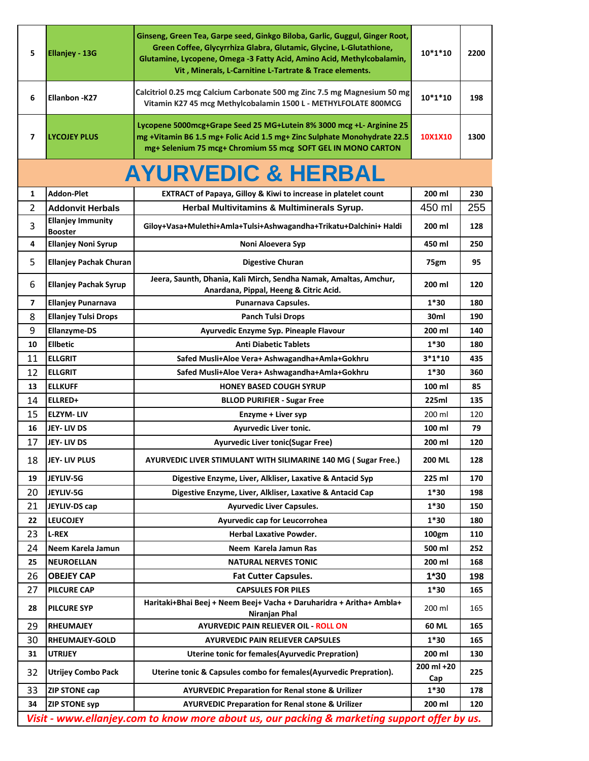| | | | | |
|---|---|---|---|---|
| 5 | Ellanjey - 13G | Ginseng, Green Tea, Garpe seed, Ginkgo Biloba, Garlic, Guggul, Ginger Root, Green Coffee, Glycyrrhiza Glabra, Glutamic, Glycine, L-Glutathione, Glutamine, Lycopene, Omega -3 Fatty Acid, Amino Acid, Methylcobalamin, Vit , Minerals, L-Carnitine L-Tartrate & Trace elements. | 10*1*10 | 2200 |
| 6 | Ellanbon -K27 | Calcitriol 0.25 mcg Calcium Carbonate 500 mg Zinc 7.5 mg Magnesium 50 mg Vitamin K27 45 mcg Methylcobalamin 1500 L - METHYLFOLATE 800MCG | 10*1*10 | 198 |
| 7 | LYCOJEY PLUS | Lycopene 5000mcg+Grape Seed 25 MG+Lutein 8% 3000 mcg +L- Arginine 25 mg +Vitamin B6 1.5 mg+ Folic Acid 1.5 mg+ Zinc Sulphate Monohydrate 22.5 mg+ Selenium 75 mcg+ Chromium 55 mcg SOFT GEL IN MONO CARTON | 10X1X10 | 1300 |

# AYURVEDIC & HERBAL

| | | | | |
|---|---|---|---|---|
| 1 | Addon-Plet | EXTRACT of Papaya, Gilloy & Kiwi to increase in platelet count | 200 ml | 230 |
| 2 | Addonvit Herbals | Herbal Multivitamins & Multiminerals Syrup. | 450 ml | 255 |
| 3 | Ellanjey Immunity Booster | Giloy+Vasa+Mulethi+Amla+Tulsi+Ashwagandha+Trikatu+Dalchini+ Haldi | 200 ml | 128 |
| 4 | Ellanjey Noni Syrup | Noni Aloevera Syp | 450 ml | 250 |
| 5 | Ellanjey Pachak Churan | Digestive Churan | 75gm | 95 |
| 6 | Ellanjey Pachak Syrup | Jeera, Saunth, Dhania, Kali Mirch, Sendha Namak, Amaltas, Amchur, Anardana, Pippal, Heeng & Citric Acid. | 200 ml | 120 |
| 7 | Ellanjey Punarnava | Punarnava Capsules. | 1*30 | 180 |
| 8 | Ellanjey Tulsi Drops | Panch Tulsi Drops | 30ml | 190 |
| 9 | Ellanzyme-DS | Ayurvedic Enzyme Syp. Pineaple Flavour | 200 ml | 140 |
| 10 | Ellbetic | Anti Diabetic Tablets | 1*30 | 180 |
| 11 | ELLGRIT | Safed Musli+Aloe Vera+ Ashwagandha+Amla+Gokhru | 3*1*10 | 435 |
| 12 | ELLGRIT | Safed Musli+Aloe Vera+ Ashwagandha+Amla+Gokhru | 1*30 | 360 |
| 13 | ELLKUFF | HONEY BASED COUGH SYRUP | 100 ml | 85 |
| 14 | ELLRED+ | BLLOD PURIFIER - Sugar Free | 225ml | 135 |
| 15 | ELZYM- LIV | Enzyme + Liver syp | 200 ml | 120 |
| 16 | JEY- LIV DS | Ayurvedic Liver tonic. | 100 ml | 79 |
| 17 | JEY- LIV DS | Ayurvedic Liver tonic(Sugar Free) | 200 ml | 120 |
| 18 | JEY- LIV PLUS | AYURVEDIC LIVER STIMULANT WITH SILIMARINE 140 MG ( Sugar Free.) | 200 ML | 128 |
| 19 | JEYLIV-5G | Digestive Enzyme, Liver, Alkliser, Laxative & Antacid Syp | 225 ml | 170 |
| 20 | JEYLIV-5G | Digestive Enzyme, Liver, Alkliser, Laxative & Antacid Cap | 1*30 | 198 |
| 21 | JEYLIV-DS cap | Ayurvedic Liver Capsules. | 1*30 | 150 |
| 22 | LEUCOJEY | Ayurvedic cap for Leucorrohea | 1*30 | 180 |
| 23 | L-REX | Herbal Laxative Powder. | 100gm | 110 |
| 24 | Neem Karela Jamun | Neem Karela Jamun Ras | 500 ml | 252 |
| 25 | NEUROELLAN | NATURAL NERVES TONIC | 200 ml | 168 |
| 26 | OBEJEY CAP | Fat Cutter Capsules. | 1*30 | 198 |
| 27 | PILCURE CAP | CAPSULES FOR PILES | 1*30 | 165 |
| 28 | PILCURE SYP | Haritaki+Bhai Beej + Neem Beej+ Vacha + Daruharidra + Aritha+ Ambla+ Niranjan Phal | 200 ml | 165 |
| 29 | RHEUMAJEY | AYURVEDIC PAIN RELIEVER OIL - ROLL ON | 60 ML | 165 |
| 30 | RHEUMAJEY-GOLD | AYURVEDIC PAIN RELIEVER CAPSULES | 1*30 | 165 |
| 31 | UTRIJEY | Uterine tonic for females(Ayurvedic Prepration) | 200 ml | 130 |
| 32 | Utrijey Combo Pack | Uterine tonic & Capsules combo for females(Ayurvedic Prepration). | 200 ml +20 Cap | 225 |
| 33 | ZIP STONE cap | AYURVEDIC Preparation for Renal stone & Urilizer | 1*30 | 178 |
| 34 | ZIP STONE syp | AYURVEDIC Preparation for Renal stone & Urilizer | 200 ml | 120 |

*Visit - www.ellanjey.com to know more about us, our packing & marketing support offer by us.*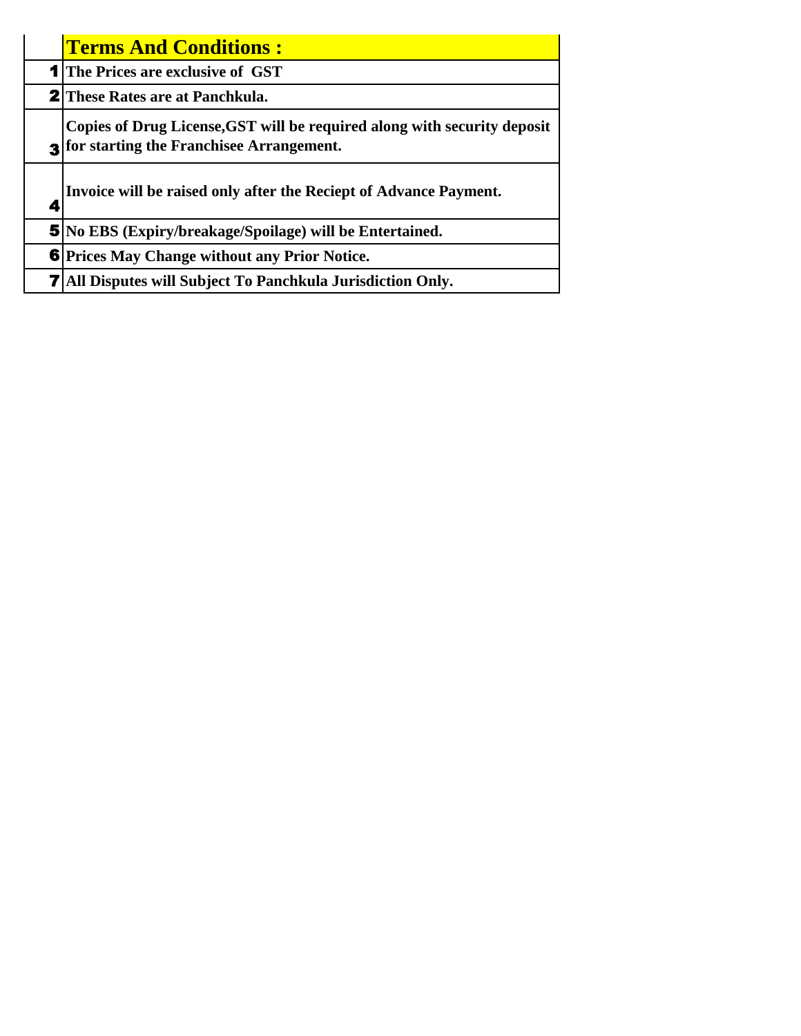| | Terms And Conditions : |
|---|---|
| 1 | The Prices are exclusive of GST |
| 2 | These Rates are at Panchkula. |
| 3 | Copies of Drug License,GST will be required along with security deposit for starting the Franchisee Arrangement. |
| 4 | Invoice will be raised only after the Reciept of Advance Payment. |
| 5 | No EBS (Expiry/breakage/Spoilage) will be Entertained. |
| 6 | Prices May Change without any Prior Notice. |
| 7 | All Disputes will Subject To Panchkula Jurisdiction Only. |